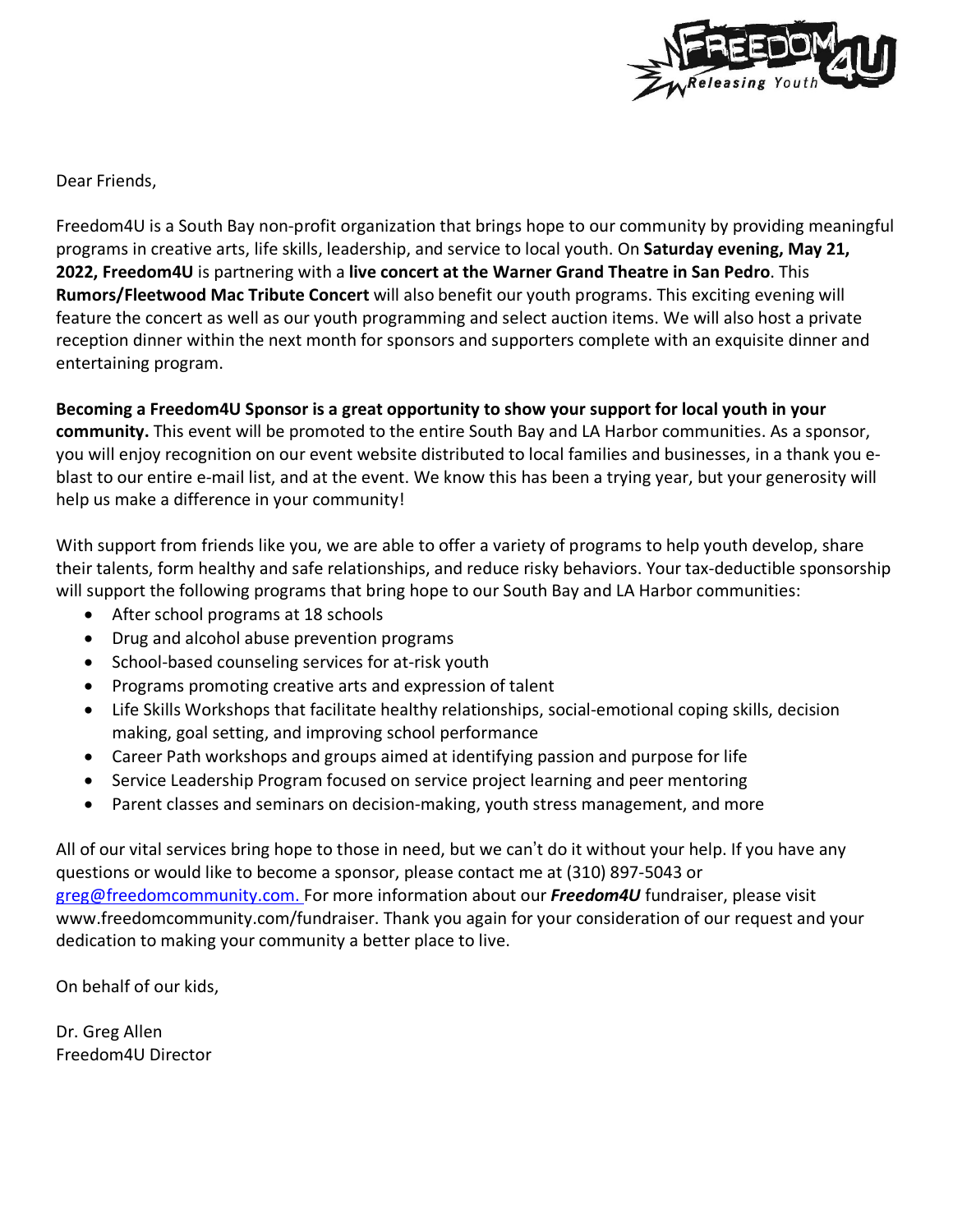Dear Friends,

Freedom4U is a South Bay non-profit organization that brings hope to our community by providing meaningful programs in creative arts, life skills, leadership, and service to local youth. On **Saturday evening, May 21, 2022, Freedom4U** is partnering with a **live concert at the Warner Grand Theatre in San Pedro**. This **Rumors/Fleetwood Mac Tribute Concert** will also benefit our youth programs. This exciting evening will feature the concert as well as our youth programming and select auction items. We will also host a private reception dinner within the next month for sponsors and supporters complete with an exquisite dinner and entertaining program.

**Becoming a Freedom4U Sponsor is a great opportunity to show your support for local youth in your community.** This event will be promoted to the entire South Bay and LA Harbor communities. As a sponsor, you will enjoy recognition on our event website distributed to local families and businesses, in a thank you e-blast to our entire e-mail list, and at the event. We know this has been a trying year, but your generosity will help us make a difference in your community!

With support from friends like you, we are able to offer a variety of programs to help youth develop, share their talents, form healthy and safe relationships, and reduce risky behaviors. Your tax-deductible sponsorship will support the following programs that bring hope to our South Bay and LA Harbor communities:

- After school programs at 18 schools
- Drug and alcohol abuse prevention programs
- School-based counseling services for at-risk youth
- Programs promoting creative arts and expression of talent
- Life Skills Workshops that facilitate healthy relationships, social-emotional coping skills, decision making, goal setting, and improving school performance
- Career Path workshops and groups aimed at identifying passion and purpose for life
- Service Leadership Program focused on service project learning and peer mentoring
- Parent classes and seminars on decision-making, youth stress management, and more

All of our vital services bring hope to those in need, but we can't do it without your help. If you have any questions or would like to become a sponsor, please contact me at (310) 897-5043 or greg@freedomcommunity.com. For more information about our ***Freedom4U*** fundraiser, please visit www.freedomcommunity.com/fundraiser. Thank you again for your consideration of our request and your dedication to making your community a better place to live.

On behalf of our kids,

Dr. Greg Allen
Freedom4U Director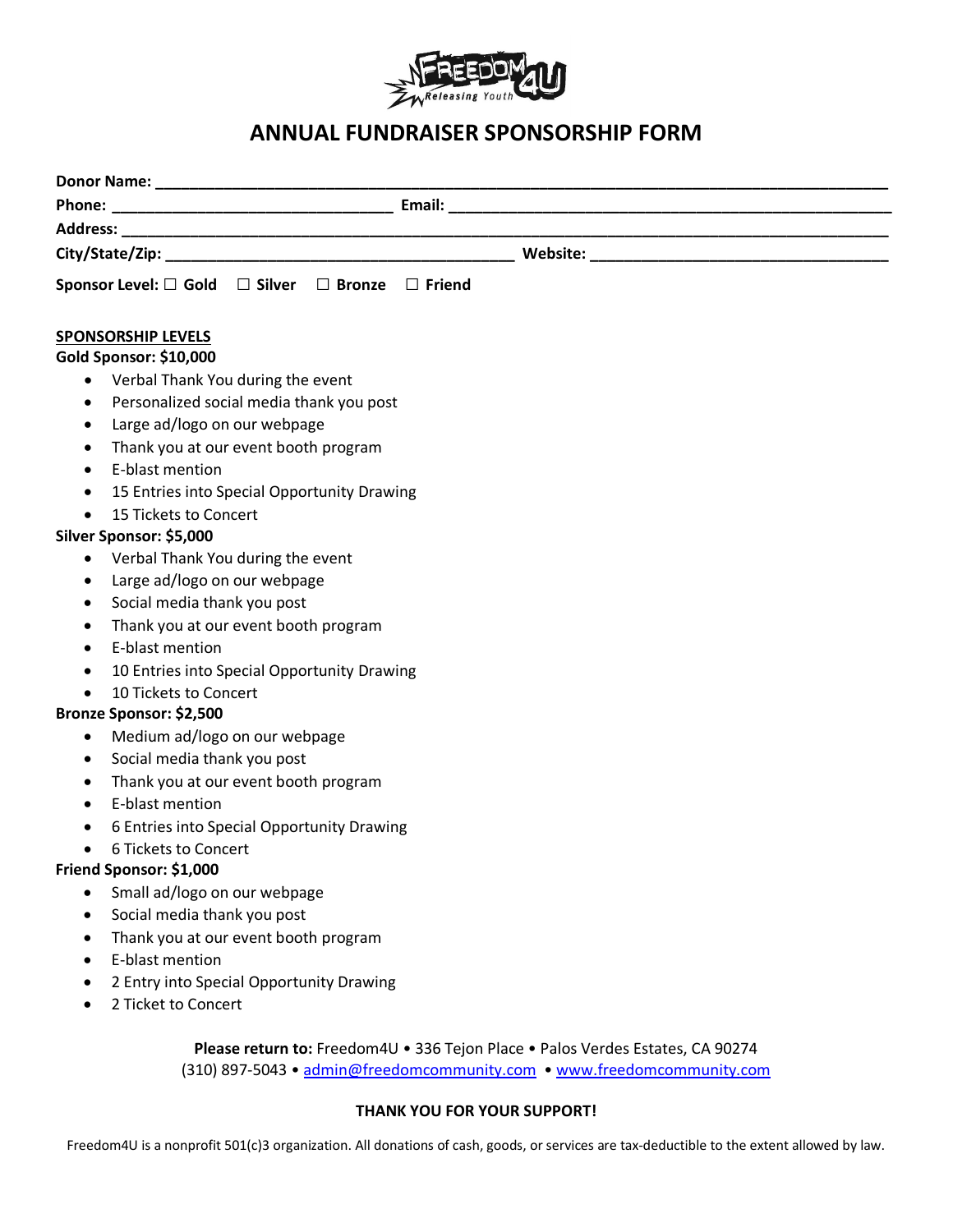# ANNUAL FUNDRAISER SPONSORSHIP FORM

**Donor Name:** ______________________________________________________________________________

**Phone:** ______________________________ **Email:** ______________________________________________

**Address:** ________________________________________________________________________________

**City/State/Zip:** _____________________________________ **Website:** ______________________________

**Sponsor Level:** ☐ **Gold** ☐ **Silver** ☐ **Bronze** ☐ **Friend**

**<u>SPONSORSHIP LEVELS</u>**

**Gold Sponsor: $10,000**

- Verbal Thank You during the event
- Personalized social media thank you post
- Large ad/logo on our webpage
- Thank you at our event booth program
- E-blast mention
- 15 Entries into Special Opportunity Drawing
- 15 Tickets to Concert

**Silver Sponsor: $5,000**

- Verbal Thank You during the event
- Large ad/logo on our webpage
- Social media thank you post
- Thank you at our event booth program
- E-blast mention
- 10 Entries into Special Opportunity Drawing
- 10 Tickets to Concert

**Bronze Sponsor: $2,500**

- Medium ad/logo on our webpage
- Social media thank you post
- Thank you at our event booth program
- E-blast mention
- 6 Entries into Special Opportunity Drawing
- 6 Tickets to Concert

**Friend Sponsor: $1,000**

- Small ad/logo on our webpage
- Social media thank you post
- Thank you at our event booth program
- E-blast mention
- 2 Entry into Special Opportunity Drawing
- 2 Ticket to Concert

**Please return to:** Freedom4U • 336 Tejon Place • Palos Verdes Estates, CA 90274
(310) 897-5043 • admin@freedomcommunity.com • www.freedomcommunity.com

**THANK YOU FOR YOUR SUPPORT!**

Freedom4U is a nonprofit 501(c)3 organization. All donations of cash, goods, or services are tax-deductible to the extent allowed by law.